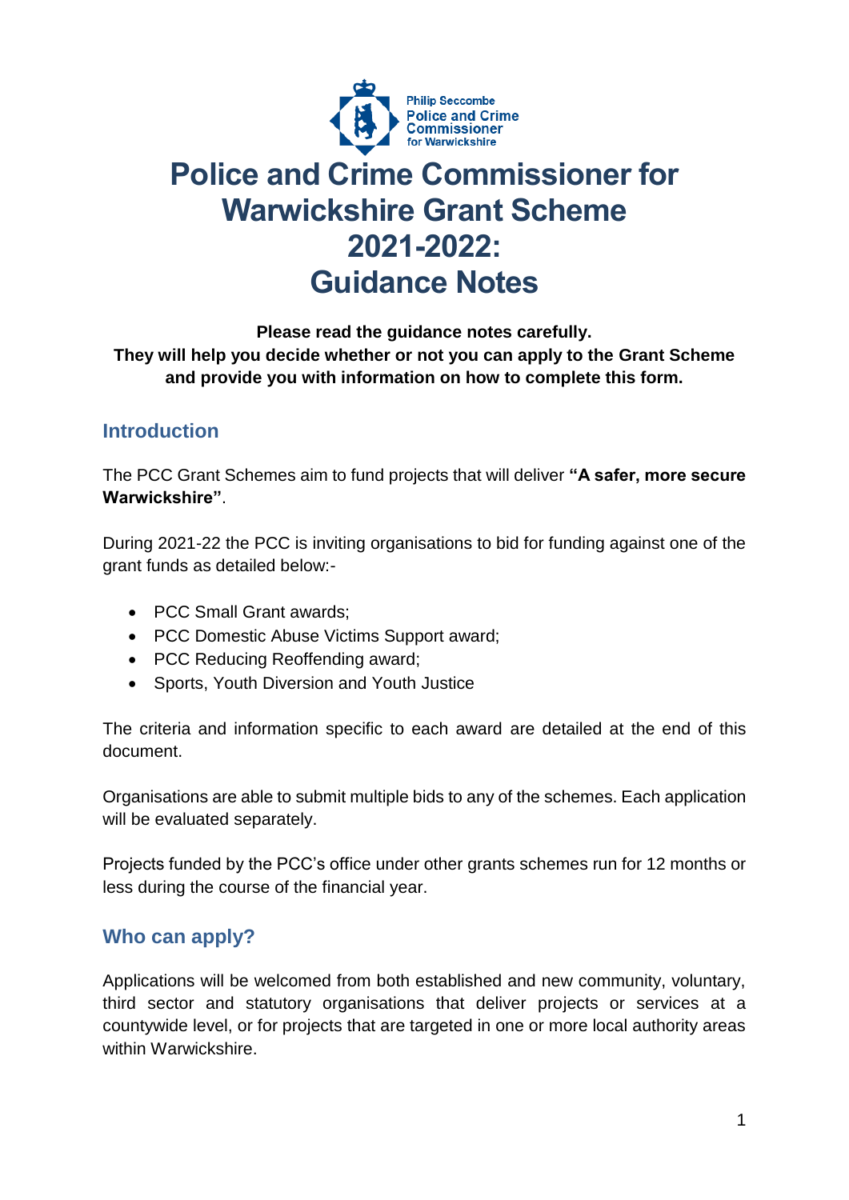Philip Seccombe
Police and Crime Commissioner
for Warwickshire

# Police and Crime Commissioner for Warwickshire Grant Scheme 2021-2022: Guidance Notes

**Please read the guidance notes carefully.**
**They will help you decide whether or not you can apply to the Grant Scheme and provide you with information on how to complete this form.**

## Introduction

The PCC Grant Schemes aim to fund projects that will deliver **"A safer, more secure Warwickshire"**.

During 2021-22 the PCC is inviting organisations to bid for funding against one of the grant funds as detailed below:-

- PCC Small Grant awards;
- PCC Domestic Abuse Victims Support award;
- PCC Reducing Reoffending award;
- Sports, Youth Diversion and Youth Justice

The criteria and information specific to each award are detailed at the end of this document.

Organisations are able to submit multiple bids to any of the schemes. Each application will be evaluated separately.

Projects funded by the PCC's office under other grants schemes run for 12 months or less during the course of the financial year.

## Who can apply?

Applications will be welcomed from both established and new community, voluntary, third sector and statutory organisations that deliver projects or services at a countywide level, or for projects that are targeted in one or more local authority areas within Warwickshire.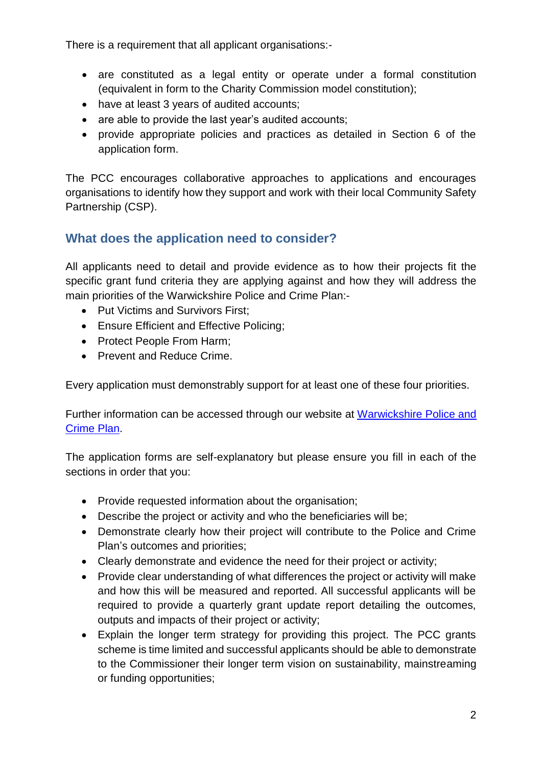There is a requirement that all applicant organisations:-

- are constituted as a legal entity or operate under a formal constitution (equivalent in form to the Charity Commission model constitution);
- have at least 3 years of audited accounts;
- are able to provide the last year's audited accounts;
- provide appropriate policies and practices as detailed in Section 6 of the application form.

The PCC encourages collaborative approaches to applications and encourages organisations to identify how they support and work with their local Community Safety Partnership (CSP).

## What does the application need to consider?

All applicants need to detail and provide evidence as to how their projects fit the specific grant fund criteria they are applying against and how they will address the main priorities of the Warwickshire Police and Crime Plan:-

- Put Victims and Survivors First;
- Ensure Efficient and Effective Policing;
- Protect People From Harm;
- Prevent and Reduce Crime.

Every application must demonstrably support for at least one of these four priorities.

Further information can be accessed through our website at [Warwickshire Police and Crime Plan](Warwickshire Police and Crime Plan).

The application forms are self-explanatory but please ensure you fill in each of the sections in order that you:

- Provide requested information about the organisation;
- Describe the project or activity and who the beneficiaries will be;
- Demonstrate clearly how their project will contribute to the Police and Crime Plan's outcomes and priorities;
- Clearly demonstrate and evidence the need for their project or activity;
- Provide clear understanding of what differences the project or activity will make and how this will be measured and reported. All successful applicants will be required to provide a quarterly grant update report detailing the outcomes, outputs and impacts of their project or activity;
- Explain the longer term strategy for providing this project. The PCC grants scheme is time limited and successful applicants should be able to demonstrate to the Commissioner their longer term vision on sustainability, mainstreaming or funding opportunities;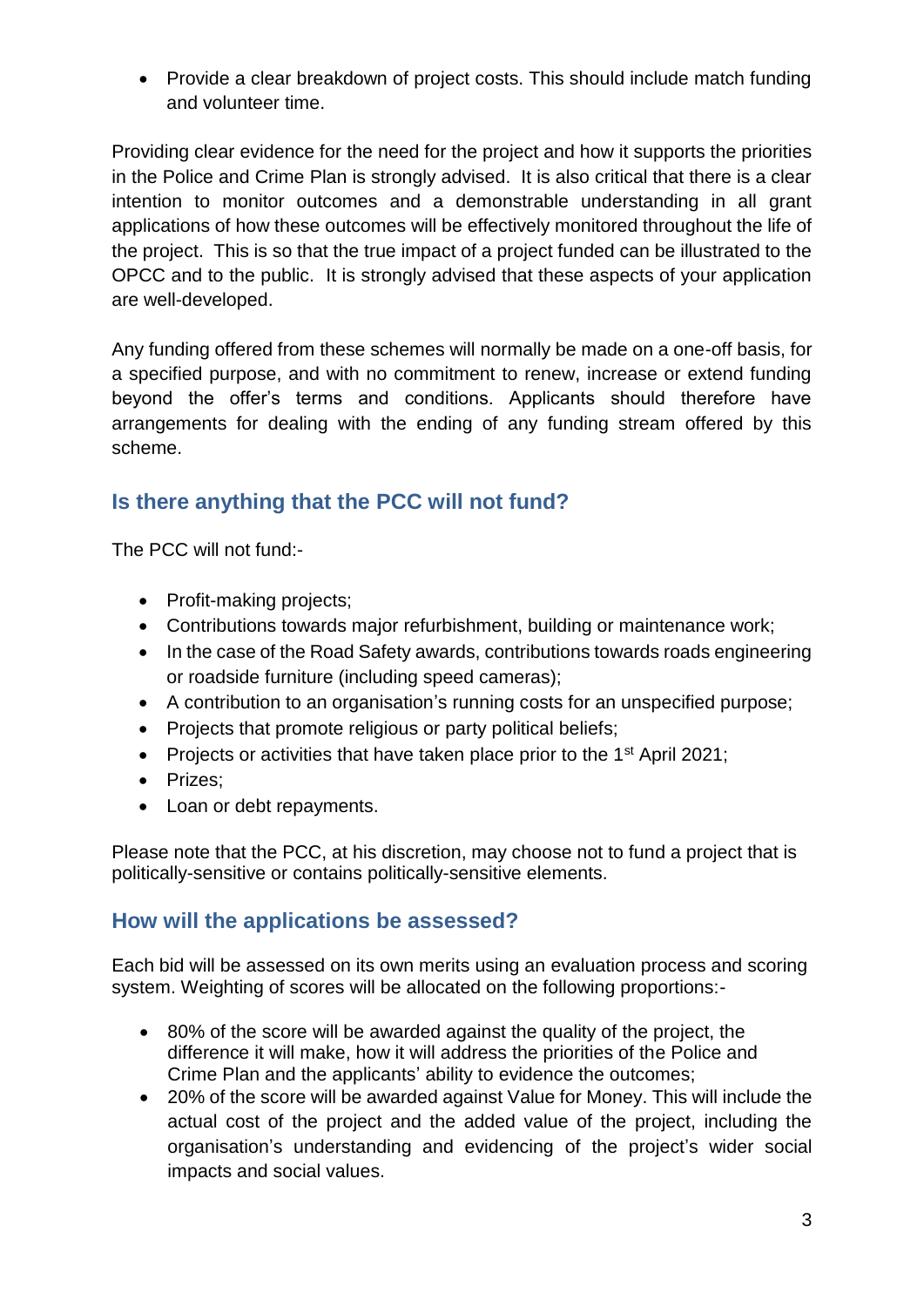- Provide a clear breakdown of project costs. This should include match funding and volunteer time.

Providing clear evidence for the need for the project and how it supports the priorities in the Police and Crime Plan is strongly advised. It is also critical that there is a clear intention to monitor outcomes and a demonstrable understanding in all grant applications of how these outcomes will be effectively monitored throughout the life of the project. This is so that the true impact of a project funded can be illustrated to the OPCC and to the public. It is strongly advised that these aspects of your application are well-developed.

Any funding offered from these schemes will normally be made on a one-off basis, for a specified purpose, and with no commitment to renew, increase or extend funding beyond the offer's terms and conditions. Applicants should therefore have arrangements for dealing with the ending of any funding stream offered by this scheme.

## Is there anything that the PCC will not fund?

The PCC will not fund:-

- Profit-making projects;
- Contributions towards major refurbishment, building or maintenance work;
- In the case of the Road Safety awards, contributions towards roads engineering or roadside furniture (including speed cameras);
- A contribution to an organisation's running costs for an unspecified purpose;
- Projects that promote religious or party political beliefs;
- Projects or activities that have taken place prior to the 1st April 2021;
- Prizes;
- Loan or debt repayments.

Please note that the PCC, at his discretion, may choose not to fund a project that is politically-sensitive or contains politically-sensitive elements.

## How will the applications be assessed?

Each bid will be assessed on its own merits using an evaluation process and scoring system. Weighting of scores will be allocated on the following proportions:-

- 80% of the score will be awarded against the quality of the project, the difference it will make, how it will address the priorities of the Police and Crime Plan and the applicants' ability to evidence the outcomes;
- 20% of the score will be awarded against Value for Money. This will include the actual cost of the project and the added value of the project, including the organisation's understanding and evidencing of the project's wider social impacts and social values.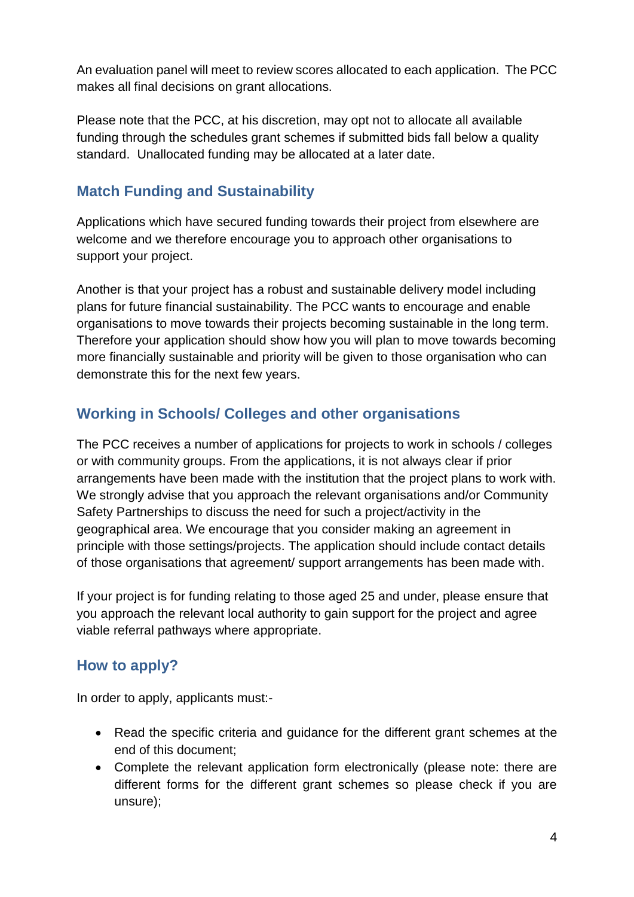An evaluation panel will meet to review scores allocated to each application. The PCC makes all final decisions on grant allocations.

Please note that the PCC, at his discretion, may opt not to allocate all available funding through the schedules grant schemes if submitted bids fall below a quality standard. Unallocated funding may be allocated at a later date.

## Match Funding and Sustainability

Applications which have secured funding towards their project from elsewhere are welcome and we therefore encourage you to approach other organisations to support your project.

Another is that your project has a robust and sustainable delivery model including plans for future financial sustainability. The PCC wants to encourage and enable organisations to move towards their projects becoming sustainable in the long term. Therefore your application should show how you will plan to move towards becoming more financially sustainable and priority will be given to those organisation who can demonstrate this for the next few years.

## Working in Schools/ Colleges and other organisations

The PCC receives a number of applications for projects to work in schools / colleges or with community groups. From the applications, it is not always clear if prior arrangements have been made with the institution that the project plans to work with. We strongly advise that you approach the relevant organisations and/or Community Safety Partnerships to discuss the need for such a project/activity in the geographical area. We encourage that you consider making an agreement in principle with those settings/projects. The application should include contact details of those organisations that agreement/ support arrangements has been made with.

If your project is for funding relating to those aged 25 and under, please ensure that you approach the relevant local authority to gain support for the project and agree viable referral pathways where appropriate.

## How to apply?

In order to apply, applicants must:-

- Read the specific criteria and guidance for the different grant schemes at the end of this document;
- Complete the relevant application form electronically (please note: there are different forms for the different grant schemes so please check if you are unsure);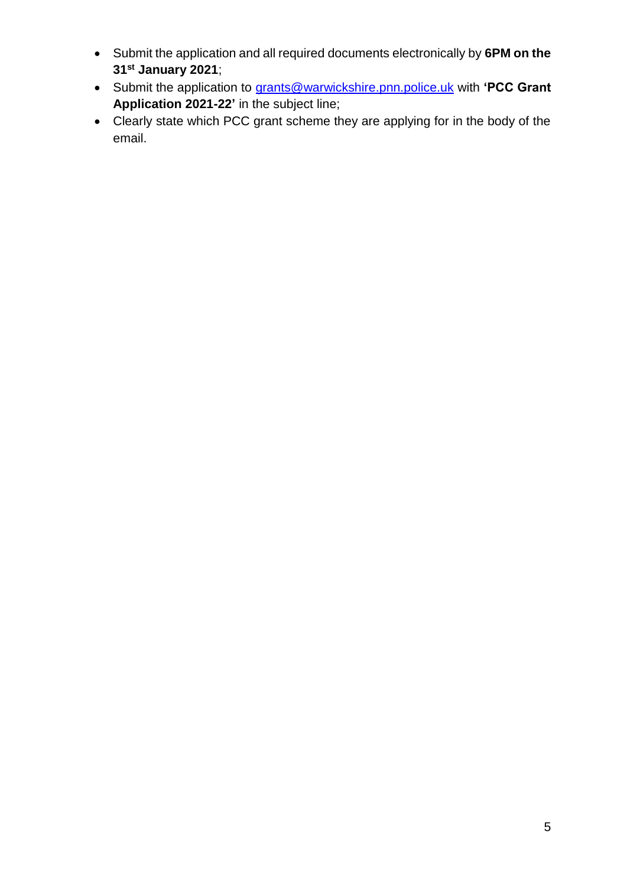- Submit the application and all required documents electronically by **6PM on the 31st January 2021**;
- Submit the application to grants@warwickshire.pnn.police.uk with **'PCC Grant Application 2021-22'** in the subject line;
- Clearly state which PCC grant scheme they are applying for in the body of the email.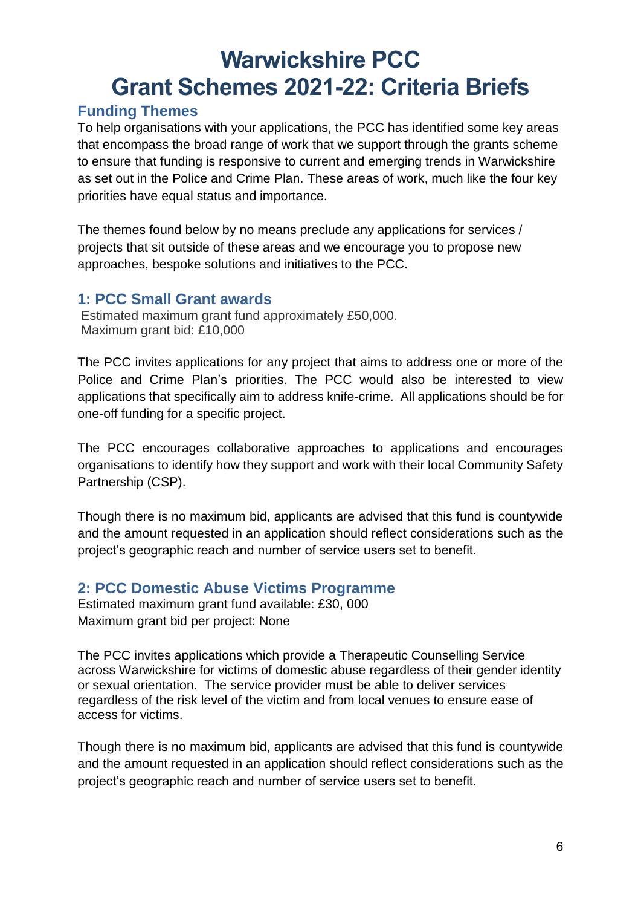# Warwickshire PCC Grant Schemes 2021-22: Criteria Briefs

## Funding Themes

To help organisations with your applications, the PCC has identified some key areas that encompass the broad range of work that we support through the grants scheme to ensure that funding is responsive to current and emerging trends in Warwickshire as set out in the Police and Crime Plan. These areas of work, much like the four key priorities have equal status and importance.

The themes found below by no means preclude any applications for services / projects that sit outside of these areas and we encourage you to propose new approaches, bespoke solutions and initiatives to the PCC.

### 1: PCC Small Grant awards

Estimated maximum grant fund approximately £50,000.
Maximum grant bid: £10,000

The PCC invites applications for any project that aims to address one or more of the Police and Crime Plan's priorities. The PCC would also be interested to view applications that specifically aim to address knife-crime. All applications should be for one-off funding for a specific project.

The PCC encourages collaborative approaches to applications and encourages organisations to identify how they support and work with their local Community Safety Partnership (CSP).

Though there is no maximum bid, applicants are advised that this fund is countywide and the amount requested in an application should reflect considerations such as the project's geographic reach and number of service users set to benefit.

### 2: PCC Domestic Abuse Victims Programme

Estimated maximum grant fund available: £30, 000
Maximum grant bid per project: None

The PCC invites applications which provide a Therapeutic Counselling Service across Warwickshire for victims of domestic abuse regardless of their gender identity or sexual orientation. The service provider must be able to deliver services regardless of the risk level of the victim and from local venues to ensure ease of access for victims.

Though there is no maximum bid, applicants are advised that this fund is countywide and the amount requested in an application should reflect considerations such as the project's geographic reach and number of service users set to benefit.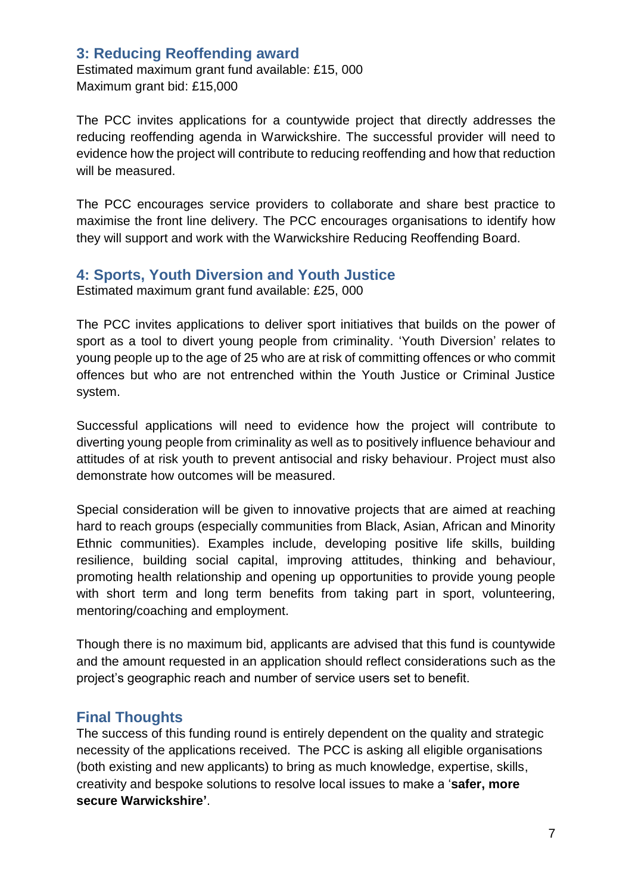## 3: Reducing Reoffending award

Estimated maximum grant fund available: £15, 000
Maximum grant bid: £15,000

The PCC invites applications for a countywide project that directly addresses the reducing reoffending agenda in Warwickshire. The successful provider will need to evidence how the project will contribute to reducing reoffending and how that reduction will be measured.

The PCC encourages service providers to collaborate and share best practice to maximise the front line delivery. The PCC encourages organisations to identify how they will support and work with the Warwickshire Reducing Reoffending Board.

## 4: Sports, Youth Diversion and Youth Justice

Estimated maximum grant fund available: £25, 000

The PCC invites applications to deliver sport initiatives that builds on the power of sport as a tool to divert young people from criminality. 'Youth Diversion' relates to young people up to the age of 25 who are at risk of committing offences or who commit offences but who are not entrenched within the Youth Justice or Criminal Justice system.

Successful applications will need to evidence how the project will contribute to diverting young people from criminality as well as to positively influence behaviour and attitudes of at risk youth to prevent antisocial and risky behaviour. Project must also demonstrate how outcomes will be measured.

Special consideration will be given to innovative projects that are aimed at reaching hard to reach groups (especially communities from Black, Asian, African and Minority Ethnic communities). Examples include, developing positive life skills, building resilience, building social capital, improving attitudes, thinking and behaviour, promoting health relationship and opening up opportunities to provide young people with short term and long term benefits from taking part in sport, volunteering, mentoring/coaching and employment.

Though there is no maximum bid, applicants are advised that this fund is countywide and the amount requested in an application should reflect considerations such as the project's geographic reach and number of service users set to benefit.

## Final Thoughts

The success of this funding round is entirely dependent on the quality and strategic necessity of the applications received. The PCC is asking all eligible organisations (both existing and new applicants) to bring as much knowledge, expertise, skills, creativity and bespoke solutions to resolve local issues to make a '**safer, more secure Warwickshire'**.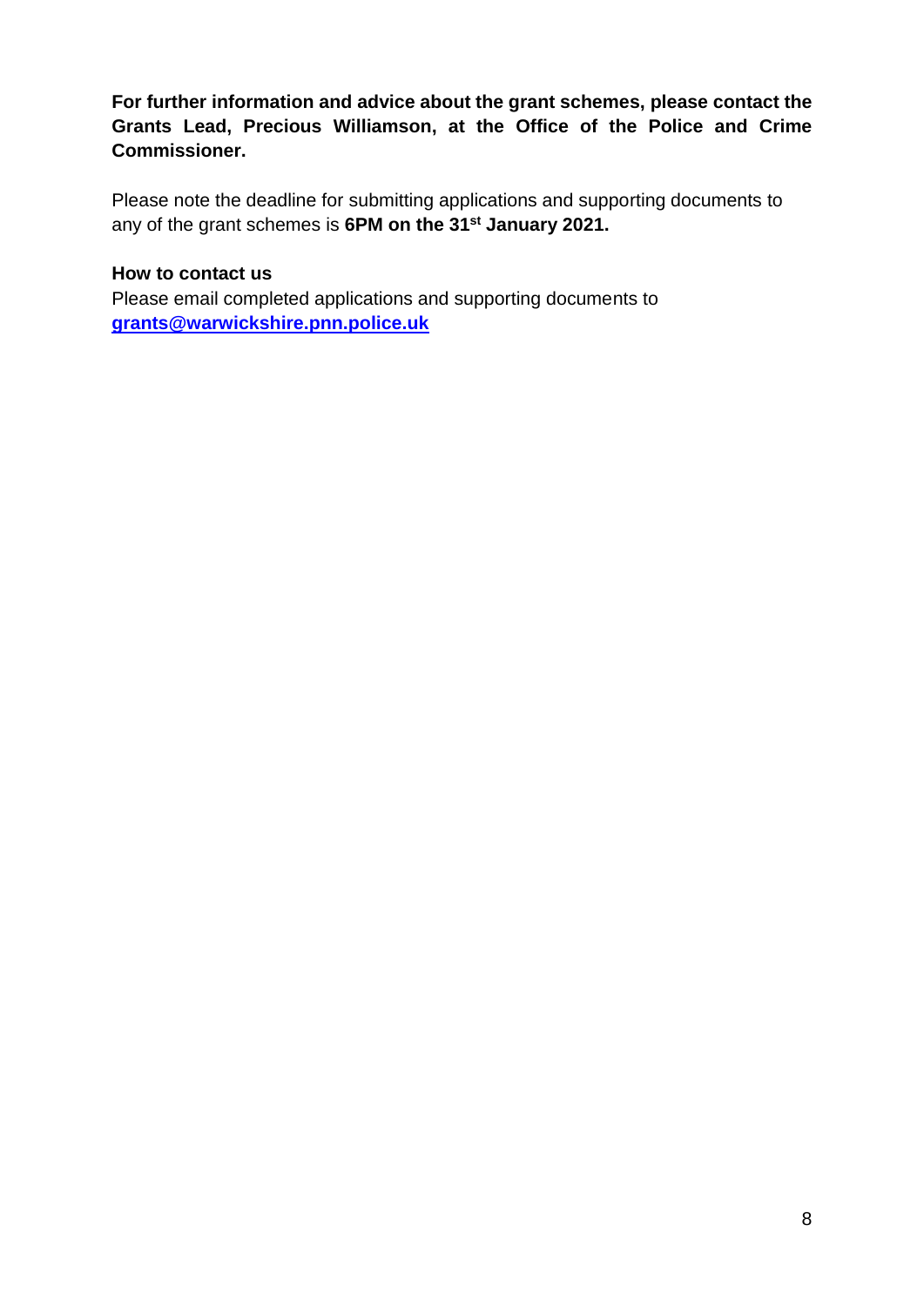**For further information and advice about the grant schemes, please contact the Grants Lead, Precious Williamson, at the Office of the Police and Crime Commissioner.**

Please note the deadline for submitting applications and supporting documents to any of the grant schemes is **6PM on the 31st January 2021.**

**How to contact us**

Please email completed applications and supporting documents to **grants@warwickshire.pnn.police.uk**